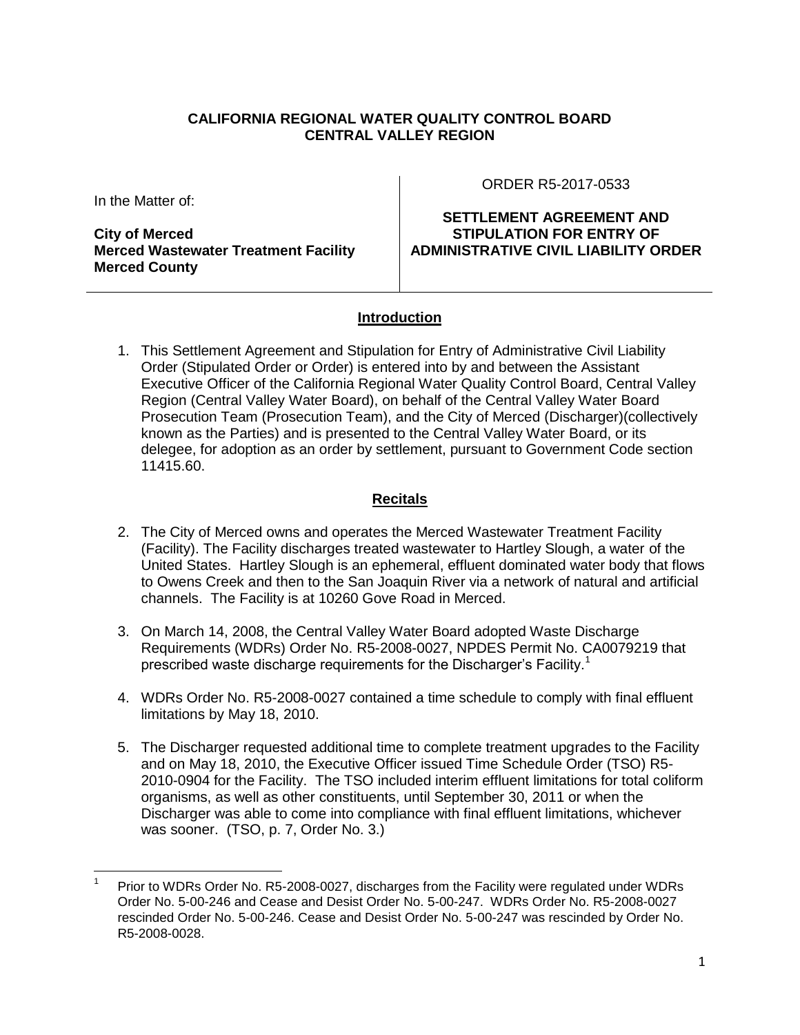**CALIFORNIA REGIONAL WATER QUALITY CONTROL BOARD**
**CENTRAL VALLEY REGION**

In the Matter of:

**City of Merced**
**Merced Wastewater Treatment Facility**
**Merced County**

ORDER R5-2017-0533

**SETTLEMENT AGREEMENT AND STIPULATION FOR ENTRY OF ADMINISTRATIVE CIVIL LIABILITY ORDER**

## Introduction

1. This Settlement Agreement and Stipulation for Entry of Administrative Civil Liability Order (Stipulated Order or Order) is entered into by and between the Assistant Executive Officer of the California Regional Water Quality Control Board, Central Valley Region (Central Valley Water Board), on behalf of the Central Valley Water Board Prosecution Team (Prosecution Team), and the City of Merced (Discharger)(collectively known as the Parties) and is presented to the Central Valley Water Board, or its delegee, for adoption as an order by settlement, pursuant to Government Code section 11415.60.

## Recitals

2. The City of Merced owns and operates the Merced Wastewater Treatment Facility (Facility). The Facility discharges treated wastewater to Hartley Slough, a water of the United States. Hartley Slough is an ephemeral, effluent dominated water body that flows to Owens Creek and then to the San Joaquin River via a network of natural and artificial channels. The Facility is at 10260 Gove Road in Merced.

3. On March 14, 2008, the Central Valley Water Board adopted Waste Discharge Requirements (WDRs) Order No. R5-2008-0027, NPDES Permit No. CA0079219 that prescribed waste discharge requirements for the Discharger's Facility.[1]

4. WDRs Order No. R5-2008-0027 contained a time schedule to comply with final effluent limitations by May 18, 2010.

5. The Discharger requested additional time to complete treatment upgrades to the Facility and on May 18, 2010, the Executive Officer issued Time Schedule Order (TSO) R5-2010-0904 for the Facility. The TSO included interim effluent limitations for total coliform organisms, as well as other constituents, until September 30, 2011 or when the Discharger was able to come into compliance with final effluent limitations, whichever was sooner. (TSO, p. 7, Order No. 3.)

---

[1] Prior to WDRs Order No. R5-2008-0027, discharges from the Facility were regulated under WDRs Order No. 5-00-246 and Cease and Desist Order No. 5-00-247. WDRs Order No. R5-2008-0027 rescinded Order No. 5-00-246. Cease and Desist Order No. 5-00-247 was rescinded by Order No. R5-2008-0028.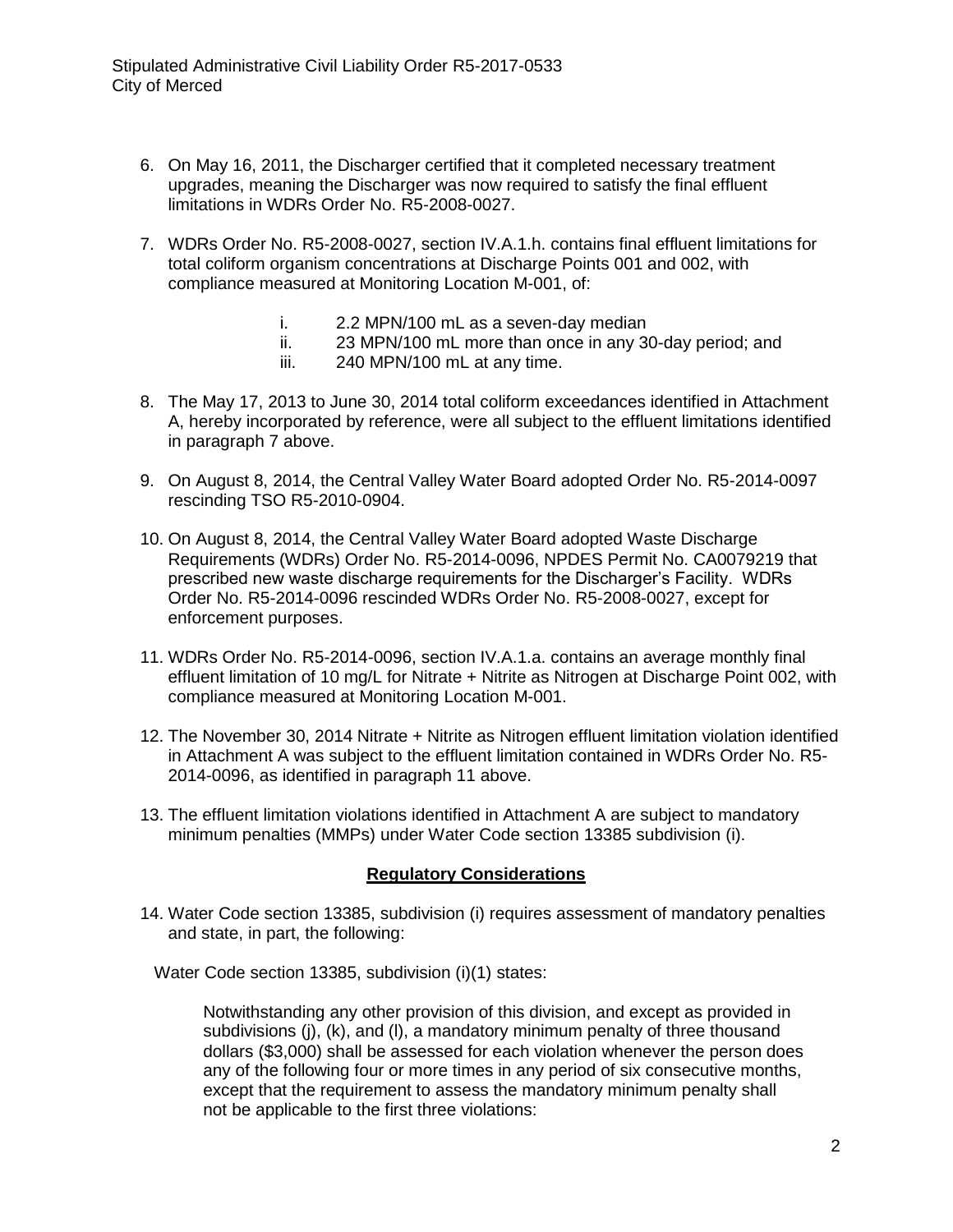6. On May 16, 2011, the Discharger certified that it completed necessary treatment upgrades, meaning the Discharger was now required to satisfy the final effluent limitations in WDRs Order No. R5-2008-0027.

7. WDRs Order No. R5-2008-0027, section IV.A.1.h. contains final effluent limitations for total coliform organism concentrations at Discharge Points 001 and 002, with compliance measured at Monitoring Location M-001, of:

   i. 2.2 MPN/100 mL as a seven-day median
   ii. 23 MPN/100 mL more than once in any 30-day period; and
   iii. 240 MPN/100 mL at any time.

8. The May 17, 2013 to June 30, 2014 total coliform exceedances identified in Attachment A, hereby incorporated by reference, were all subject to the effluent limitations identified in paragraph 7 above.

9. On August 8, 2014, the Central Valley Water Board adopted Order No. R5-2014-0097 rescinding TSO R5-2010-0904.

10. On August 8, 2014, the Central Valley Water Board adopted Waste Discharge Requirements (WDRs) Order No. R5-2014-0096, NPDES Permit No. CA0079219 that prescribed new waste discharge requirements for the Discharger's Facility. WDRs Order No. R5-2014-0096 rescinded WDRs Order No. R5-2008-0027, except for enforcement purposes.

11. WDRs Order No. R5-2014-0096, section IV.A.1.a. contains an average monthly final effluent limitation of 10 mg/L for Nitrate + Nitrite as Nitrogen at Discharge Point 002, with compliance measured at Monitoring Location M-001.

12. The November 30, 2014 Nitrate + Nitrite as Nitrogen effluent limitation violation identified in Attachment A was subject to the effluent limitation contained in WDRs Order No. R5-2014-0096, as identified in paragraph 11 above.

13. The effluent limitation violations identified in Attachment A are subject to mandatory minimum penalties (MMPs) under Water Code section 13385 subdivision (i).

## Regulatory Considerations

14. Water Code section 13385, subdivision (i) requires assessment of mandatory penalties and state, in part, the following:

    Water Code section 13385, subdivision (i)(1) states:

    > Notwithstanding any other provision of this division, and except as provided in subdivisions (j), (k), and (l), a mandatory minimum penalty of three thousand dollars ($3,000) shall be assessed for each violation whenever the person does any of the following four or more times in any period of six consecutive months, except that the requirement to assess the mandatory minimum penalty shall not be applicable to the first three violations: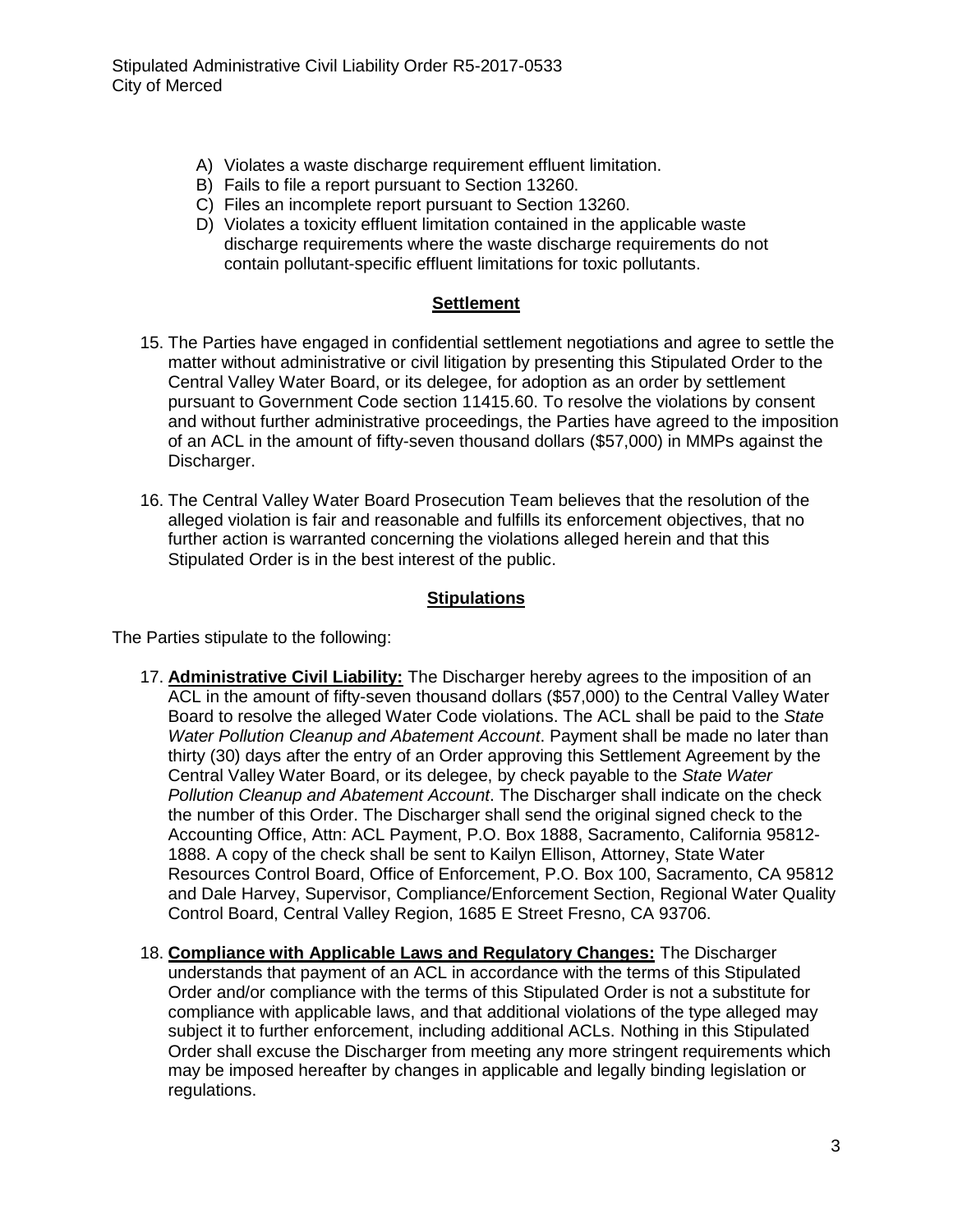A) Violates a waste discharge requirement effluent limitation.
B) Fails to file a report pursuant to Section 13260.
C) Files an incomplete report pursuant to Section 13260.
D) Violates a toxicity effluent limitation contained in the applicable waste discharge requirements where the waste discharge requirements do not contain pollutant-specific effluent limitations for toxic pollutants.

## Settlement

15. The Parties have engaged in confidential settlement negotiations and agree to settle the matter without administrative or civil litigation by presenting this Stipulated Order to the Central Valley Water Board, or its delegee, for adoption as an order by settlement pursuant to Government Code section 11415.60. To resolve the violations by consent and without further administrative proceedings, the Parties have agreed to the imposition of an ACL in the amount of fifty-seven thousand dollars ($57,000) in MMPs against the Discharger.

16. The Central Valley Water Board Prosecution Team believes that the resolution of the alleged violation is fair and reasonable and fulfills its enforcement objectives, that no further action is warranted concerning the violations alleged herein and that this Stipulated Order is in the best interest of the public.

## Stipulations

The Parties stipulate to the following:

17. **Administrative Civil Liability:** The Discharger hereby agrees to the imposition of an ACL in the amount of fifty-seven thousand dollars ($57,000) to the Central Valley Water Board to resolve the alleged Water Code violations. The ACL shall be paid to the *State Water Pollution Cleanup and Abatement Account*. Payment shall be made no later than thirty (30) days after the entry of an Order approving this Settlement Agreement by the Central Valley Water Board, or its delegee, by check payable to the *State Water Pollution Cleanup and Abatement Account*. The Discharger shall indicate on the check the number of this Order. The Discharger shall send the original signed check to the Accounting Office, Attn: ACL Payment, P.O. Box 1888, Sacramento, California 95812-1888. A copy of the check shall be sent to Kailyn Ellison, Attorney, State Water Resources Control Board, Office of Enforcement, P.O. Box 100, Sacramento, CA 95812 and Dale Harvey, Supervisor, Compliance/Enforcement Section, Regional Water Quality Control Board, Central Valley Region, 1685 E Street Fresno, CA 93706.

18. **Compliance with Applicable Laws and Regulatory Changes:** The Discharger understands that payment of an ACL in accordance with the terms of this Stipulated Order and/or compliance with the terms of this Stipulated Order is not a substitute for compliance with applicable laws, and that additional violations of the type alleged may subject it to further enforcement, including additional ACLs. Nothing in this Stipulated Order shall excuse the Discharger from meeting any more stringent requirements which may be imposed hereafter by changes in applicable and legally binding legislation or regulations.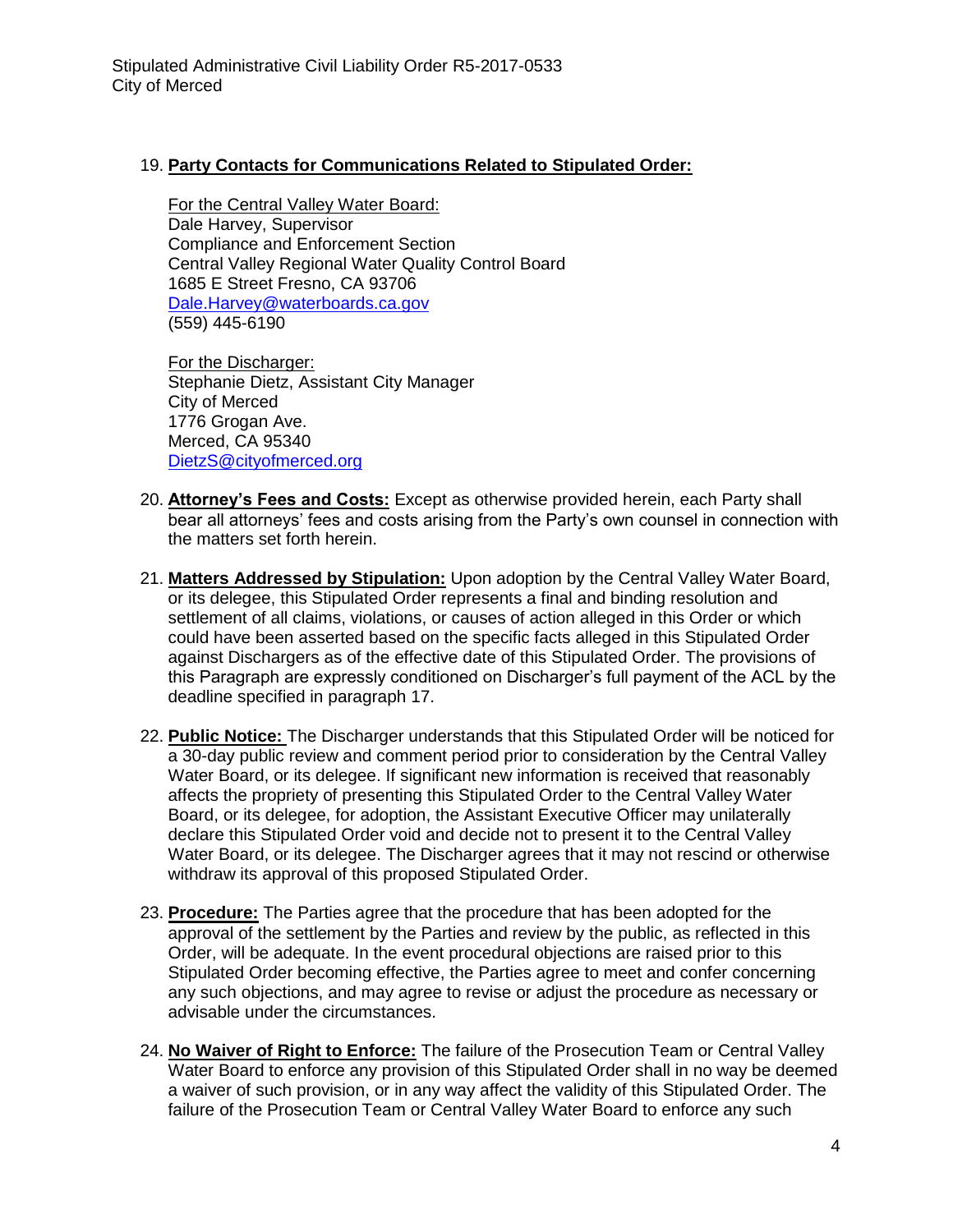19. **Party Contacts for Communications Related to Stipulated Order:**

    For the Central Valley Water Board:
    Dale Harvey, Supervisor
    Compliance and Enforcement Section
    Central Valley Regional Water Quality Control Board
    1685 E Street Fresno, CA 93706
    Dale.Harvey@waterboards.ca.gov
    (559) 445-6190

    For the Discharger:
    Stephanie Dietz, Assistant City Manager
    City of Merced
    1776 Grogan Ave.
    Merced, CA 95340
    DietzS@cityofmerced.org

20. **Attorney's Fees and Costs:** Except as otherwise provided herein, each Party shall bear all attorneys' fees and costs arising from the Party's own counsel in connection with the matters set forth herein.

21. **Matters Addressed by Stipulation:** Upon adoption by the Central Valley Water Board, or its delegee, this Stipulated Order represents a final and binding resolution and settlement of all claims, violations, or causes of action alleged in this Order or which could have been asserted based on the specific facts alleged in this Stipulated Order against Dischargers as of the effective date of this Stipulated Order. The provisions of this Paragraph are expressly conditioned on Discharger's full payment of the ACL by the deadline specified in paragraph 17.

22. **Public Notice:** The Discharger understands that this Stipulated Order will be noticed for a 30-day public review and comment period prior to consideration by the Central Valley Water Board, or its delegee. If significant new information is received that reasonably affects the propriety of presenting this Stipulated Order to the Central Valley Water Board, or its delegee, for adoption, the Assistant Executive Officer may unilaterally declare this Stipulated Order void and decide not to present it to the Central Valley Water Board, or its delegee. The Discharger agrees that it may not rescind or otherwise withdraw its approval of this proposed Stipulated Order.

23. **Procedure:** The Parties agree that the procedure that has been adopted for the approval of the settlement by the Parties and review by the public, as reflected in this Order, will be adequate. In the event procedural objections are raised prior to this Stipulated Order becoming effective, the Parties agree to meet and confer concerning any such objections, and may agree to revise or adjust the procedure as necessary or advisable under the circumstances.

24. **No Waiver of Right to Enforce:** The failure of the Prosecution Team or Central Valley Water Board to enforce any provision of this Stipulated Order shall in no way be deemed a waiver of such provision, or in any way affect the validity of this Stipulated Order. The failure of the Prosecution Team or Central Valley Water Board to enforce any such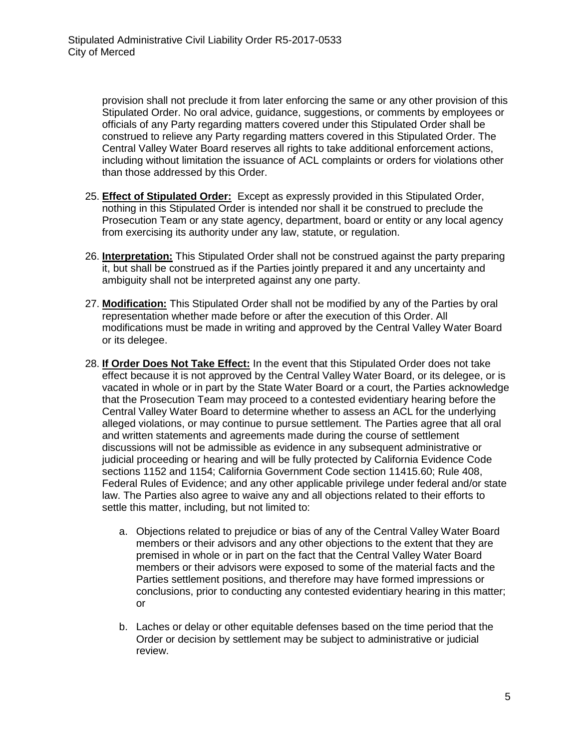provision shall not preclude it from later enforcing the same or any other provision of this Stipulated Order. No oral advice, guidance, suggestions, or comments by employees or officials of any Party regarding matters covered under this Stipulated Order shall be construed to relieve any Party regarding matters covered in this Stipulated Order. The Central Valley Water Board reserves all rights to take additional enforcement actions, including without limitation the issuance of ACL complaints or orders for violations other than those addressed by this Order.

25. **Effect of Stipulated Order:** Except as expressly provided in this Stipulated Order, nothing in this Stipulated Order is intended nor shall it be construed to preclude the Prosecution Team or any state agency, department, board or entity or any local agency from exercising its authority under any law, statute, or regulation.

26. **Interpretation:** This Stipulated Order shall not be construed against the party preparing it, but shall be construed as if the Parties jointly prepared it and any uncertainty and ambiguity shall not be interpreted against any one party.

27. **Modification:** This Stipulated Order shall not be modified by any of the Parties by oral representation whether made before or after the execution of this Order. All modifications must be made in writing and approved by the Central Valley Water Board or its delegee.

28. **If Order Does Not Take Effect:** In the event that this Stipulated Order does not take effect because it is not approved by the Central Valley Water Board, or its delegee, or is vacated in whole or in part by the State Water Board or a court, the Parties acknowledge that the Prosecution Team may proceed to a contested evidentiary hearing before the Central Valley Water Board to determine whether to assess an ACL for the underlying alleged violations, or may continue to pursue settlement. The Parties agree that all oral and written statements and agreements made during the course of settlement discussions will not be admissible as evidence in any subsequent administrative or judicial proceeding or hearing and will be fully protected by California Evidence Code sections 1152 and 1154; California Government Code section 11415.60; Rule 408, Federal Rules of Evidence; and any other applicable privilege under federal and/or state law. The Parties also agree to waive any and all objections related to their efforts to settle this matter, including, but not limited to:

    a. Objections related to prejudice or bias of any of the Central Valley Water Board members or their advisors and any other objections to the extent that they are premised in whole or in part on the fact that the Central Valley Water Board members or their advisors were exposed to some of the material facts and the Parties settlement positions, and therefore may have formed impressions or conclusions, prior to conducting any contested evidentiary hearing in this matter; or

    b. Laches or delay or other equitable defenses based on the time period that the Order or decision by settlement may be subject to administrative or judicial review.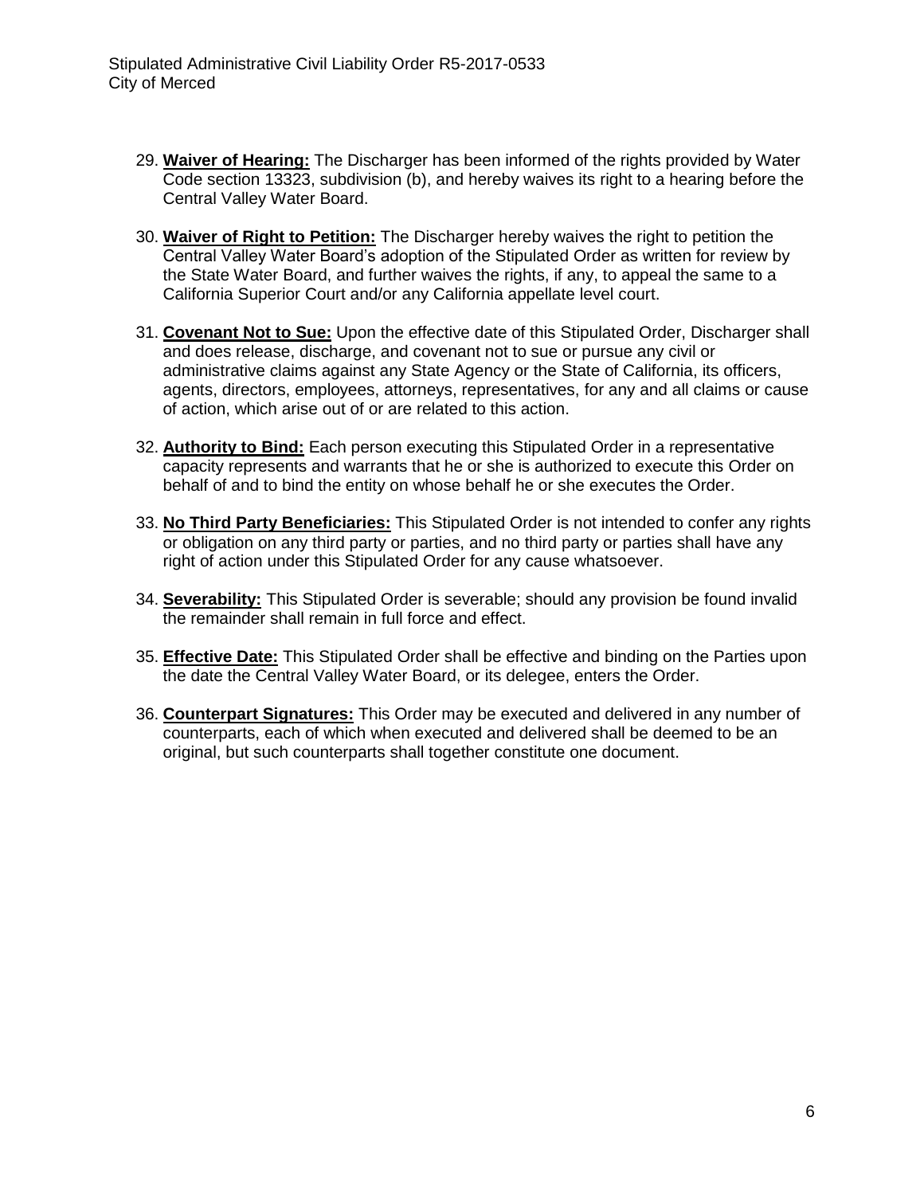29. **Waiver of Hearing:** The Discharger has been informed of the rights provided by Water Code section 13323, subdivision (b), and hereby waives its right to a hearing before the Central Valley Water Board.

30. **Waiver of Right to Petition:** The Discharger hereby waives the right to petition the Central Valley Water Board's adoption of the Stipulated Order as written for review by the State Water Board, and further waives the rights, if any, to appeal the same to a California Superior Court and/or any California appellate level court.

31. **Covenant Not to Sue:** Upon the effective date of this Stipulated Order, Discharger shall and does release, discharge, and covenant not to sue or pursue any civil or administrative claims against any State Agency or the State of California, its officers, agents, directors, employees, attorneys, representatives, for any and all claims or cause of action, which arise out of or are related to this action.

32. **Authority to Bind:** Each person executing this Stipulated Order in a representative capacity represents and warrants that he or she is authorized to execute this Order on behalf of and to bind the entity on whose behalf he or she executes the Order.

33. **No Third Party Beneficiaries:** This Stipulated Order is not intended to confer any rights or obligation on any third party or parties, and no third party or parties shall have any right of action under this Stipulated Order for any cause whatsoever.

34. **Severability:** This Stipulated Order is severable; should any provision be found invalid the remainder shall remain in full force and effect.

35. **Effective Date:** This Stipulated Order shall be effective and binding on the Parties upon the date the Central Valley Water Board, or its delegee, enters the Order.

36. **Counterpart Signatures:** This Order may be executed and delivered in any number of counterparts, each of which when executed and delivered shall be deemed to be an original, but such counterparts shall together constitute one document.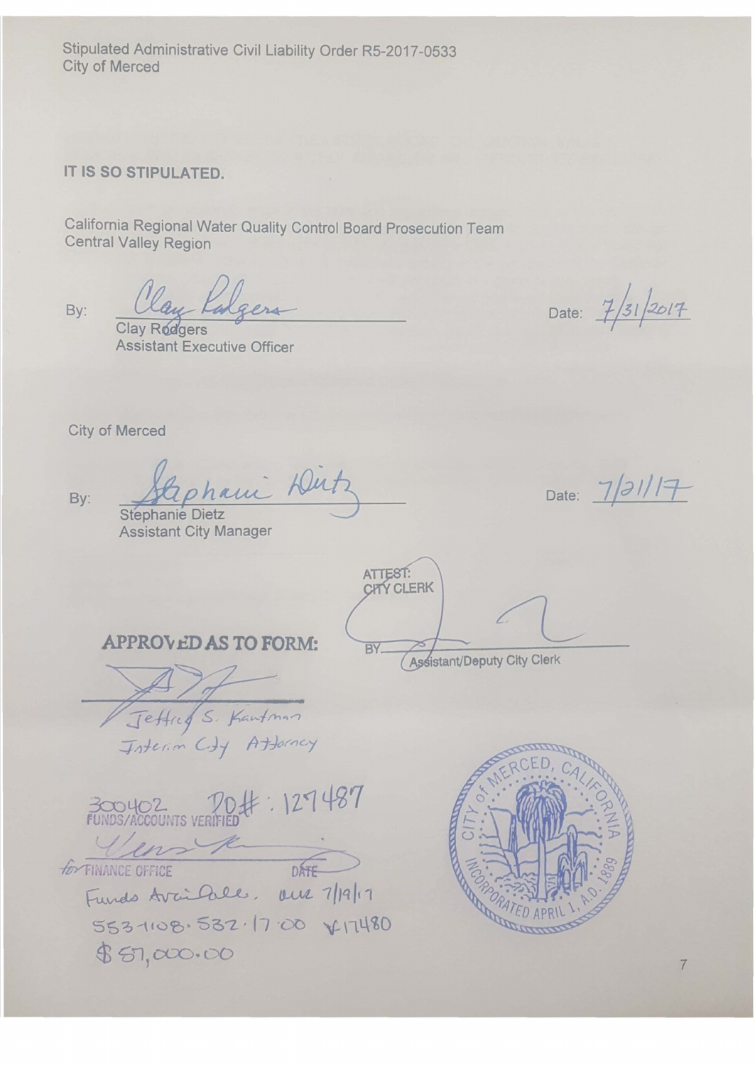Stipulated Administrative Civil Liability Order R5-2017-0533
City of Merced

**IT IS SO STIPULATED.**

California Regional Water Quality Control Board Prosecution Team
Central Valley Region

By: Clay Rodgers
Clay Rodgers
Assistant Executive Officer

Date: 7/31/2017

City of Merced

By: Stephanie Dietz
Stephanie Dietz
Assistant City Manager

Date: 7/21/17

ATTEST:
CITY CLERK

BY ______________________
Assistant/Deputy City Clerk

**APPROVED AS TO FORM:**

Jeffrey S. Kaufman
Interim City Attorney

300402 PO#: 127487
FUNDS/ACCOUNTS VERIFIED

for FINANCE OFFICE DATE

Funds Available. 7/19/17
553-1108-532.17.00 V17480
$57,000.00

CITY of MERCED, CALIFORNIA
INCORPORATED APRIL 1, A.D. 1889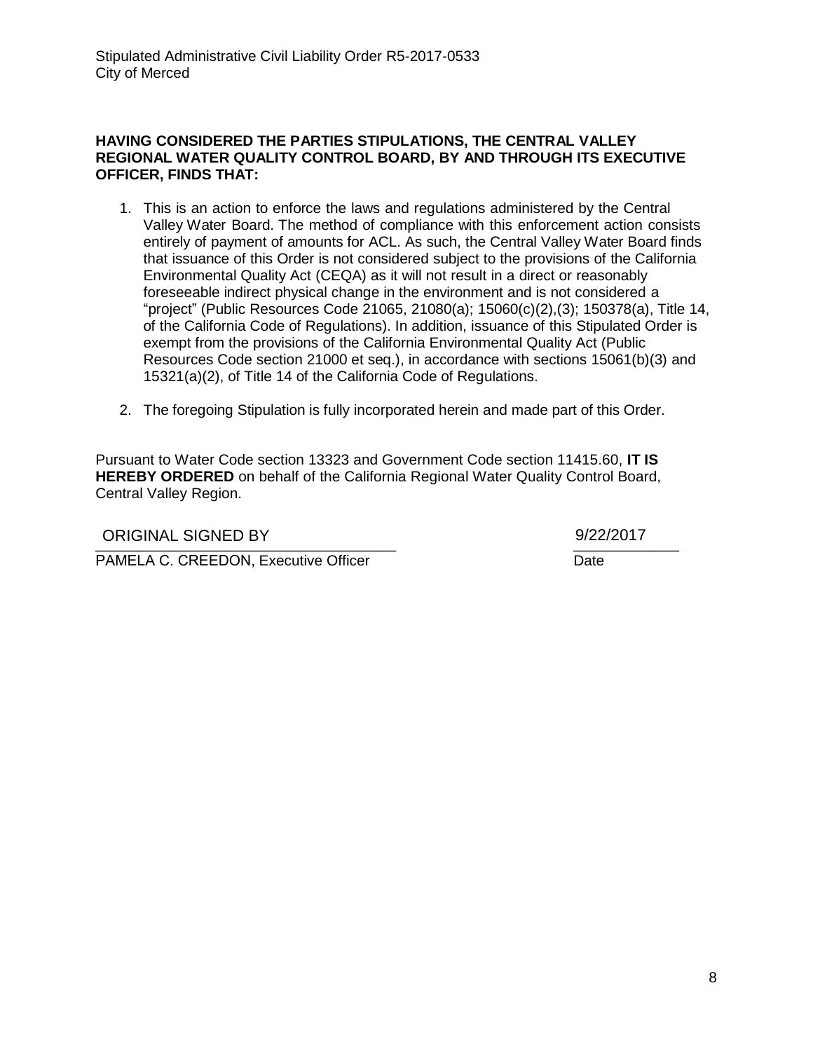**HAVING CONSIDERED THE PARTIES STIPULATIONS, THE CENTRAL VALLEY REGIONAL WATER QUALITY CONTROL BOARD, BY AND THROUGH ITS EXECUTIVE OFFICER, FINDS THAT:**

1. This is an action to enforce the laws and regulations administered by the Central Valley Water Board. The method of compliance with this enforcement action consists entirely of payment of amounts for ACL. As such, the Central Valley Water Board finds that issuance of this Order is not considered subject to the provisions of the California Environmental Quality Act (CEQA) as it will not result in a direct or reasonably foreseeable indirect physical change in the environment and is not considered a "project" (Public Resources Code 21065, 21080(a); 15060(c)(2),(3); 150378(a), Title 14, of the California Code of Regulations). In addition, issuance of this Stipulated Order is exempt from the provisions of the California Environmental Quality Act (Public Resources Code section 21000 et seq.), in accordance with sections 15061(b)(3) and 15321(a)(2), of Title 14 of the California Code of Regulations.

2. The foregoing Stipulation is fully incorporated herein and made part of this Order.

Pursuant to Water Code section 13323 and Government Code section 11415.60, **IT IS HEREBY ORDERED** on behalf of the California Regional Water Quality Control Board, Central Valley Region.

ORIGINAL SIGNED BY
PAMELA C. CREEDON, Executive Officer

9/22/2017
Date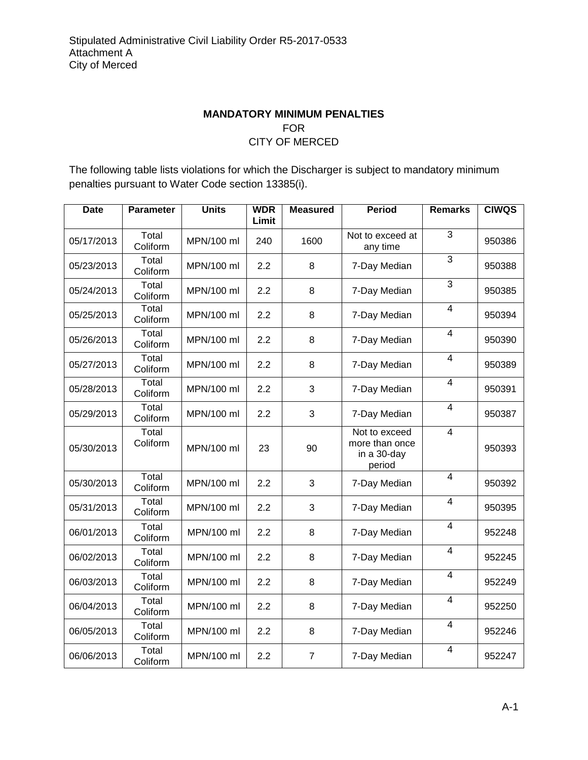Stipulated Administrative Civil Liability Order R5-2017-0533
Attachment A
City of Merced

## MANDATORY MINIMUM PENALTIES
FOR
CITY OF MERCED

The following table lists violations for which the Discharger is subject to mandatory minimum penalties pursuant to Water Code section 13385(i).

| Date | Parameter | Units | WDR Limit | Measured | Period | Remarks | CIWQS |
|---|---|---|---|---|---|---|---|
| 05/17/2013 | Total Coliform | MPN/100 ml | 240 | 1600 | Not to exceed at any time | 3 | 950386 |
| 05/23/2013 | Total Coliform | MPN/100 ml | 2.2 | 8 | 7-Day Median | 3 | 950388 |
| 05/24/2013 | Total Coliform | MPN/100 ml | 2.2 | 8 | 7-Day Median | 3 | 950385 |
| 05/25/2013 | Total Coliform | MPN/100 ml | 2.2 | 8 | 7-Day Median | 4 | 950394 |
| 05/26/2013 | Total Coliform | MPN/100 ml | 2.2 | 8 | 7-Day Median | 4 | 950390 |
| 05/27/2013 | Total Coliform | MPN/100 ml | 2.2 | 8 | 7-Day Median | 4 | 950389 |
| 05/28/2013 | Total Coliform | MPN/100 ml | 2.2 | 3 | 7-Day Median | 4 | 950391 |
| 05/29/2013 | Total Coliform | MPN/100 ml | 2.2 | 3 | 7-Day Median | 4 | 950387 |
| 05/30/2013 | Total Coliform | MPN/100 ml | 23 | 90 | Not to exceed more than once in a 30-day period | 4 | 950393 |
| 05/30/2013 | Total Coliform | MPN/100 ml | 2.2 | 3 | 7-Day Median | 4 | 950392 |
| 05/31/2013 | Total Coliform | MPN/100 ml | 2.2 | 3 | 7-Day Median | 4 | 950395 |
| 06/01/2013 | Total Coliform | MPN/100 ml | 2.2 | 8 | 7-Day Median | 4 | 952248 |
| 06/02/2013 | Total Coliform | MPN/100 ml | 2.2 | 8 | 7-Day Median | 4 | 952245 |
| 06/03/2013 | Total Coliform | MPN/100 ml | 2.2 | 8 | 7-Day Median | 4 | 952249 |
| 06/04/2013 | Total Coliform | MPN/100 ml | 2.2 | 8 | 7-Day Median | 4 | 952250 |
| 06/05/2013 | Total Coliform | MPN/100 ml | 2.2 | 8 | 7-Day Median | 4 | 952246 |
| 06/06/2013 | Total Coliform | MPN/100 ml | 2.2 | 7 | 7-Day Median | 4 | 952247 |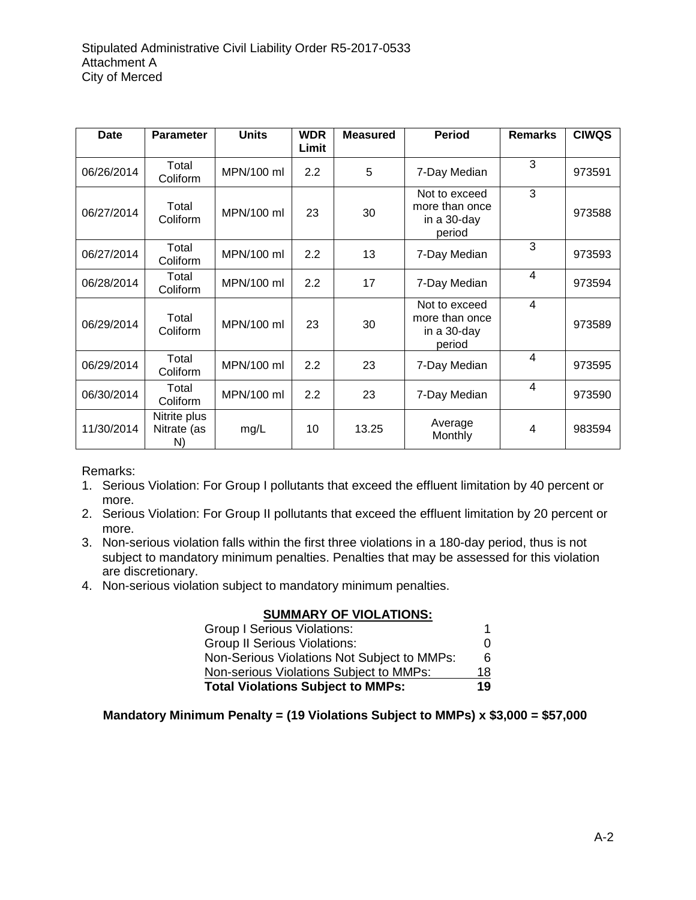| Date | Parameter | Units | WDR Limit | Measured | Period | Remarks | CIWQS |
|---|---|---|---|---|---|---|---|
| 06/26/2014 | Total Coliform | MPN/100 ml | 2.2 | 5 | 7-Day Median | 3 | 973591 |
| 06/27/2014 | Total Coliform | MPN/100 ml | 23 | 30 | Not to exceed more than once in a 30-day period | 3 | 973588 |
| 06/27/2014 | Total Coliform | MPN/100 ml | 2.2 | 13 | 7-Day Median | 3 | 973593 |
| 06/28/2014 | Total Coliform | MPN/100 ml | 2.2 | 17 | 7-Day Median | 4 | 973594 |
| 06/29/2014 | Total Coliform | MPN/100 ml | 23 | 30 | Not to exceed more than once in a 30-day period | 4 | 973589 |
| 06/29/2014 | Total Coliform | MPN/100 ml | 2.2 | 23 | 7-Day Median | 4 | 973595 |
| 06/30/2014 | Total Coliform | MPN/100 ml | 2.2 | 23 | 7-Day Median | 4 | 973590 |
| 11/30/2014 | Nitrite plus Nitrate (as N) | mg/L | 10 | 13.25 | Average Monthly | 4 | 983594 |

Remarks:

1. Serious Violation: For Group I pollutants that exceed the effluent limitation by 40 percent or more.
2. Serious Violation: For Group II pollutants that exceed the effluent limitation by 20 percent or more.
3. Non-serious violation falls within the first three violations in a 180-day period, thus is not subject to mandatory minimum penalties. Penalties that may be assessed for this violation are discretionary.
4. Non-serious violation subject to mandatory minimum penalties.

**SUMMARY OF VIOLATIONS:**

| | |
|---|---|
| Group I Serious Violations: | 1 |
| Group II Serious Violations: | 0 |
| Non-Serious Violations Not Subject to MMPs: | 6 |
| Non-serious Violations Subject to MMPs: | 18 |
| **Total Violations Subject to MMPs:** | **19** |

**Mandatory Minimum Penalty = (19 Violations Subject to MMPs) x $3,000 = $57,000**